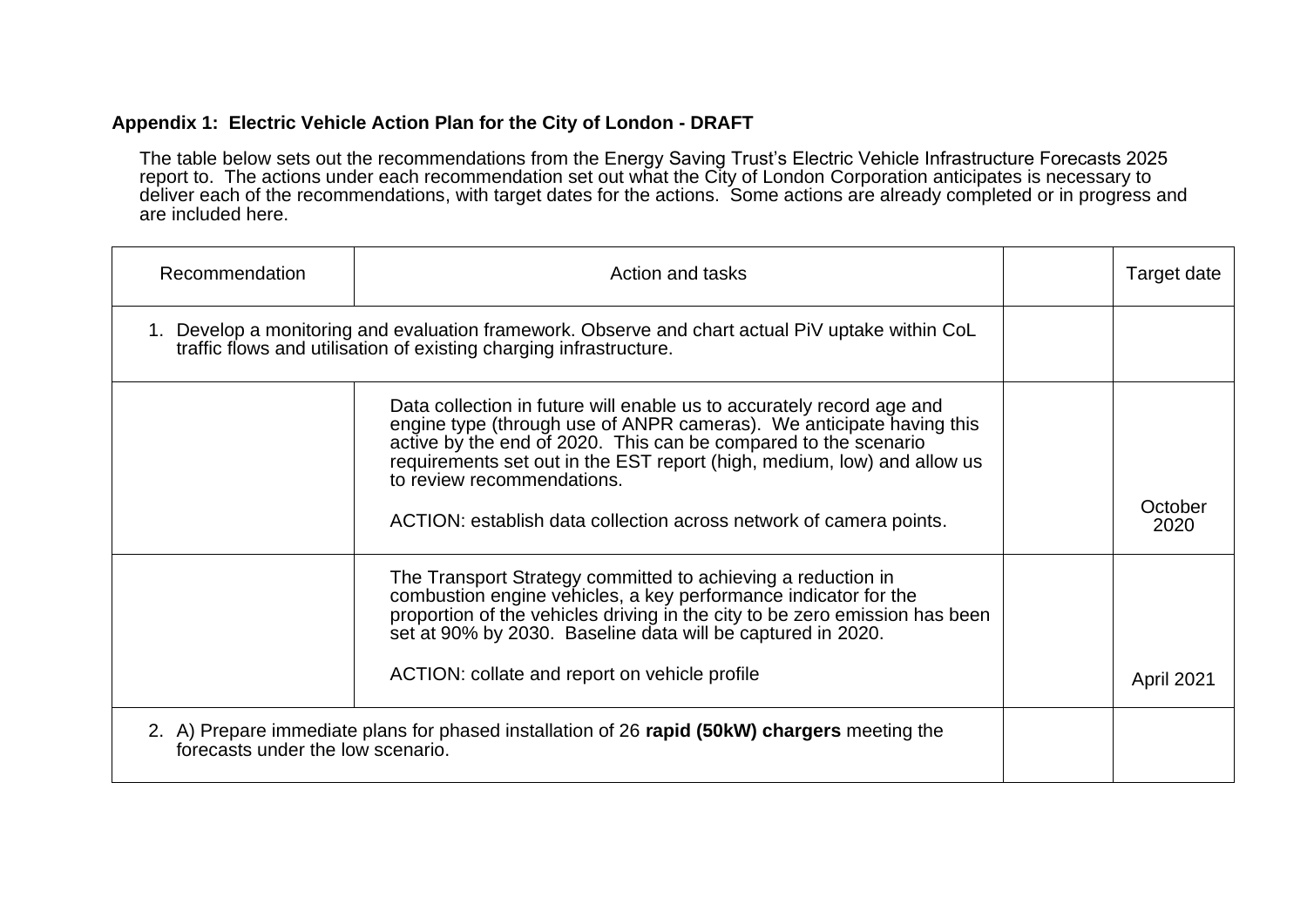**Appendix 1: Electric Vehicle Action Plan for the City of London - DRAFT**

The table below sets out the recommendations from the Energy Saving Trust's Electric Vehicle Infrastructure Forecasts 2025 report to. The actions under each recommendation set out what the City of London Corporation anticipates is necessary to deliver each of the recommendations, with target dates for the actions. Some actions are already completed or in progress and are included here.

| Recommendation | Action and tasks | | Target date |
|---|---|---|---|
| 1. Develop a monitoring and evaluation framework. Observe and chart actual PiV uptake within CoL traffic flows and utilisation of existing charging infrastructure. | | | |
| | Data collection in future will enable us to accurately record age and engine type (through use of ANPR cameras). We anticipate having this active by the end of 2020. This can be compared to the scenario requirements set out in the EST report (high, medium, low) and allow us to review recommendations.<br><br>ACTION: establish data collection across network of camera points. | | October 2020 |
| | The Transport Strategy committed to achieving a reduction in combustion engine vehicles, a key performance indicator for the proportion of the vehicles driving in the city to be zero emission has been set at 90% by 2030. Baseline data will be captured in 2020.<br><br>ACTION: collate and report on vehicle profile | | April 2021 |
| 2. A) Prepare immediate plans for phased installation of 26 **rapid (50kW) chargers** meeting the forecasts under the low scenario. | | | |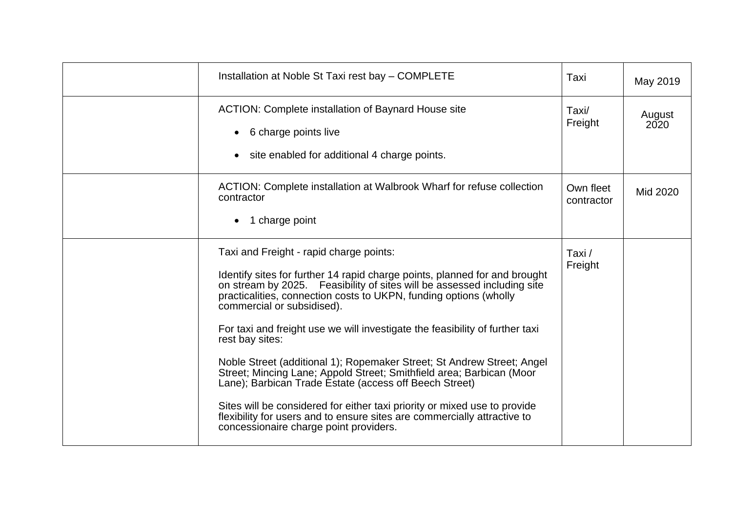| | | | |
|---|---|---|---|
| | Installation at Noble St Taxi rest bay – COMPLETE | Taxi | May 2019 |
| | ACTION: Complete installation of Baynard House site<br><br>• 6 charge points live<br><br>• site enabled for additional 4 charge points. | Taxi/ Freight | August 2020 |
| | ACTION: Complete installation at Walbrook Wharf for refuse collection contractor<br><br>• 1 charge point | Own fleet contractor | Mid 2020 |
| | Taxi and Freight - rapid charge points:<br><br>Identify sites for further 14 rapid charge points, planned for and brought on stream by 2025. Feasibility of sites will be assessed including site practicalities, connection costs to UKPN, funding options (wholly commercial or subsidised).<br><br>For taxi and freight use we will investigate the feasibility of further taxi rest bay sites:<br><br>Noble Street (additional 1); Ropemaker Street; St Andrew Street; Angel Street; Mincing Lane; Appold Street; Smithfield area; Barbican (Moor Lane); Barbican Trade Estate (access off Beech Street)<br><br>Sites will be considered for either taxi priority or mixed use to provide flexibility for users and to ensure sites are commercially attractive to concessionaire charge point providers. | Taxi / Freight | |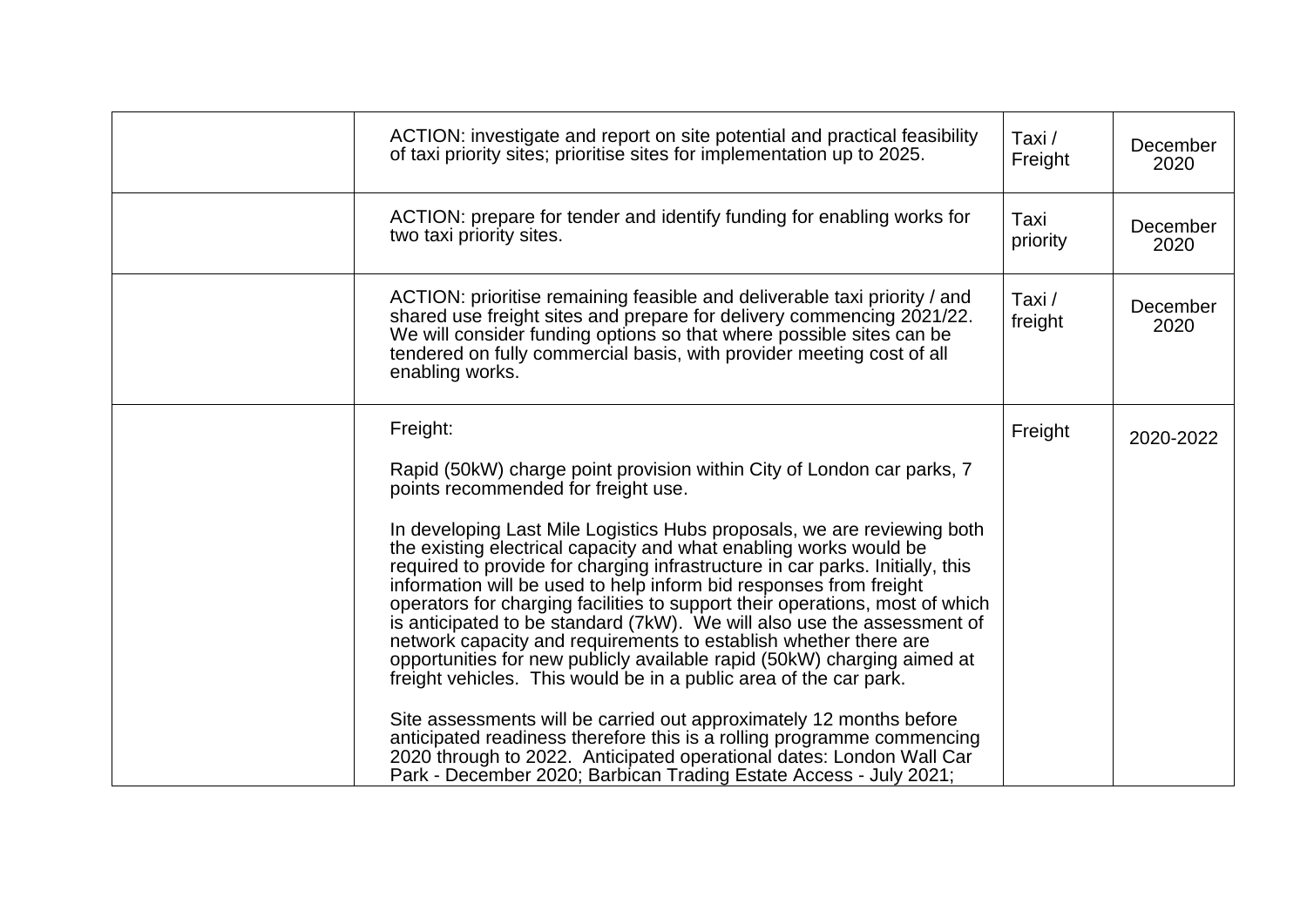| | | | |
|---|---|---|---|
| | ACTION: investigate and report on site potential and practical feasibility of taxi priority sites; prioritise sites for implementation up to 2025. | Taxi / Freight | December 2020 |
| | ACTION: prepare for tender and identify funding for enabling works for two taxi priority sites. | Taxi priority | December 2020 |
| | ACTION: prioritise remaining feasible and deliverable taxi priority / and shared use freight sites and prepare for delivery commencing 2021/22. We will consider funding options so that where possible sites can be tendered on fully commercial basis, with provider meeting cost of all enabling works. | Taxi / freight | December 2020 |
| | Freight:<br><br>Rapid (50kW) charge point provision within City of London car parks, 7 points recommended for freight use.<br><br>In developing Last Mile Logistics Hubs proposals, we are reviewing both the existing electrical capacity and what enabling works would be required to provide for charging infrastructure in car parks. Initially, this information will be used to help inform bid responses from freight operators for charging facilities to support their operations, most of which is anticipated to be standard (7kW). We will also use the assessment of network capacity and requirements to establish whether there are opportunities for new publicly available rapid (50kW) charging aimed at freight vehicles. This would be in a public area of the car park.<br><br>Site assessments will be carried out approximately 12 months before anticipated readiness therefore this is a rolling programme commencing 2020 through to 2022. Anticipated operational dates: London Wall Car Park - December 2020; Barbican Trading Estate Access - July 2021; | Freight | 2020-2022 |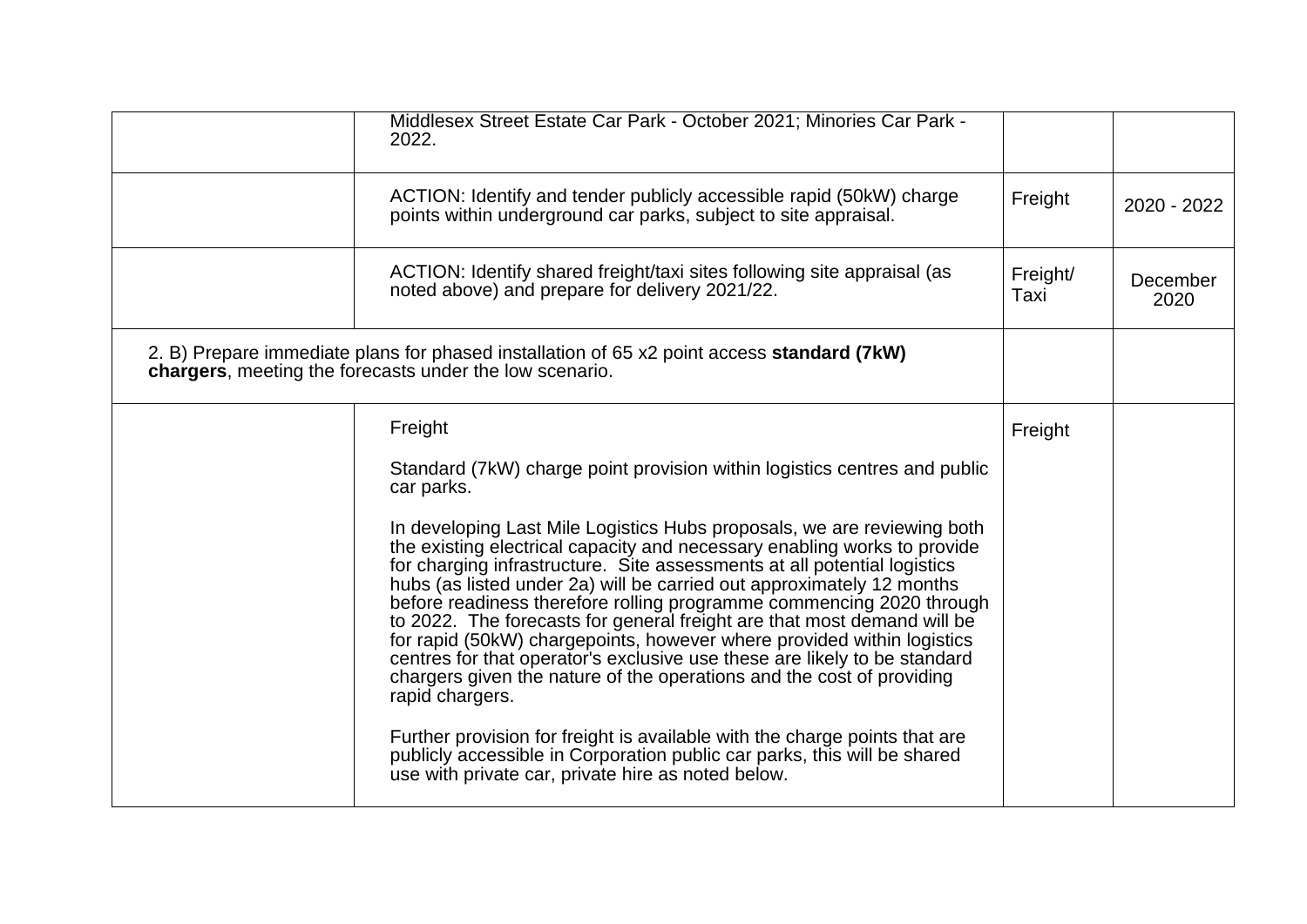| | | | |
|---|---|---|---|
| | Middlesex Street Estate Car Park - October 2021; Minories Car Park - 2022. | | |
| | ACTION: Identify and tender publicly accessible rapid (50kW) charge points within underground car parks, subject to site appraisal. | Freight | 2020 - 2022 |
| | ACTION: Identify shared freight/taxi sites following site appraisal (as noted above) and prepare for delivery 2021/22. | Freight/ Taxi | December 2020 |
| 2. B) Prepare immediate plans for phased installation of 65 x2 point access **standard (7kW) chargers**, meeting the forecasts under the low scenario. | | | |
| | Freight<br><br>Standard (7kW) charge point provision within logistics centres and public car parks.<br><br>In developing Last Mile Logistics Hubs proposals, we are reviewing both the existing electrical capacity and necessary enabling works to provide for charging infrastructure. Site assessments at all potential logistics hubs (as listed under 2a) will be carried out approximately 12 months before readiness therefore rolling programme commencing 2020 through to 2022. The forecasts for general freight are that most demand will be for rapid (50kW) chargepoints, however where provided within logistics centres for that operator's exclusive use these are likely to be standard chargers given the nature of the operations and the cost of providing rapid chargers.<br><br>Further provision for freight is available with the charge points that are publicly accessible in Corporation public car parks, this will be shared use with private car, private hire as noted below. | Freight | |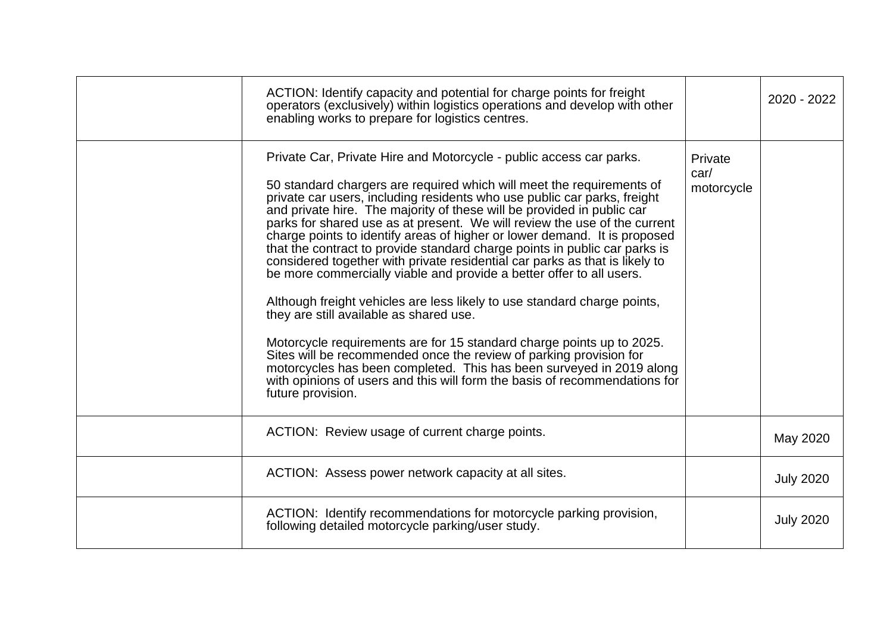| | | | |
|---|---|---|---|
| | ACTION: Identify capacity and potential for charge points for freight operators (exclusively) within logistics operations and develop with other enabling works to prepare for logistics centres. | | 2020 - 2022 |
| | Private Car, Private Hire and Motorcycle - public access car parks.<br><br>50 standard chargers are required which will meet the requirements of private car users, including residents who use public car parks, freight and private hire. The majority of these will be provided in public car parks for shared use as at present. We will review the use of the current charge points to identify areas of higher or lower demand. It is proposed that the contract to provide standard charge points in public car parks is considered together with private residential car parks as that is likely to be more commercially viable and provide a better offer to all users.<br><br>Although freight vehicles are less likely to use standard charge points, they are still available as shared use.<br><br>Motorcycle requirements are for 15 standard charge points up to 2025. Sites will be recommended once the review of parking provision for motorcycles has been completed. This has been surveyed in 2019 along with opinions of users and this will form the basis of recommendations for future provision. | Private car/ motorcycle | |
| | ACTION: Review usage of current charge points. | | May 2020 |
| | ACTION: Assess power network capacity at all sites. | | July 2020 |
| | ACTION: Identify recommendations for motorcycle parking provision, following detailed motorcycle parking/user study. | | July 2020 |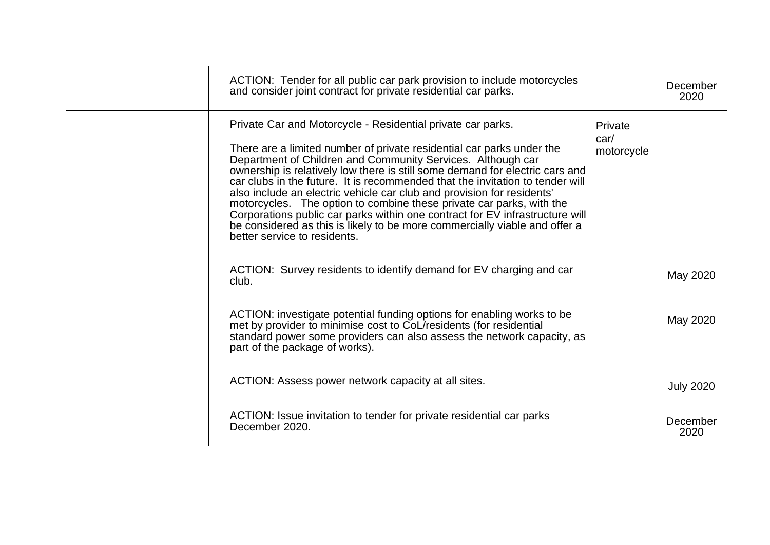| | | | |
|---|---|---|---|
| | ACTION: Tender for all public car park provision to include motorcycles and consider joint contract for private residential car parks. | | December 2020 |
| | Private Car and Motorcycle - Residential private car parks.<br><br>There are a limited number of private residential car parks under the Department of Children and Community Services. Although car ownership is relatively low there is still some demand for electric cars and car clubs in the future. It is recommended that the invitation to tender will also include an electric vehicle car club and provision for residents' motorcycles. The option to combine these private car parks, with the Corporations public car parks within one contract for EV infrastructure will be considered as this is likely to be more commercially viable and offer a better service to residents. | Private car/ motorcycle | |
| | ACTION: Survey residents to identify demand for EV charging and car club. | | May 2020 |
| | ACTION: investigate potential funding options for enabling works to be met by provider to minimise cost to CoL/residents (for residential standard power some providers can also assess the network capacity, as part of the package of works). | | May 2020 |
| | ACTION: Assess power network capacity at all sites. | | July 2020 |
| | ACTION: Issue invitation to tender for private residential car parks December 2020. | | December 2020 |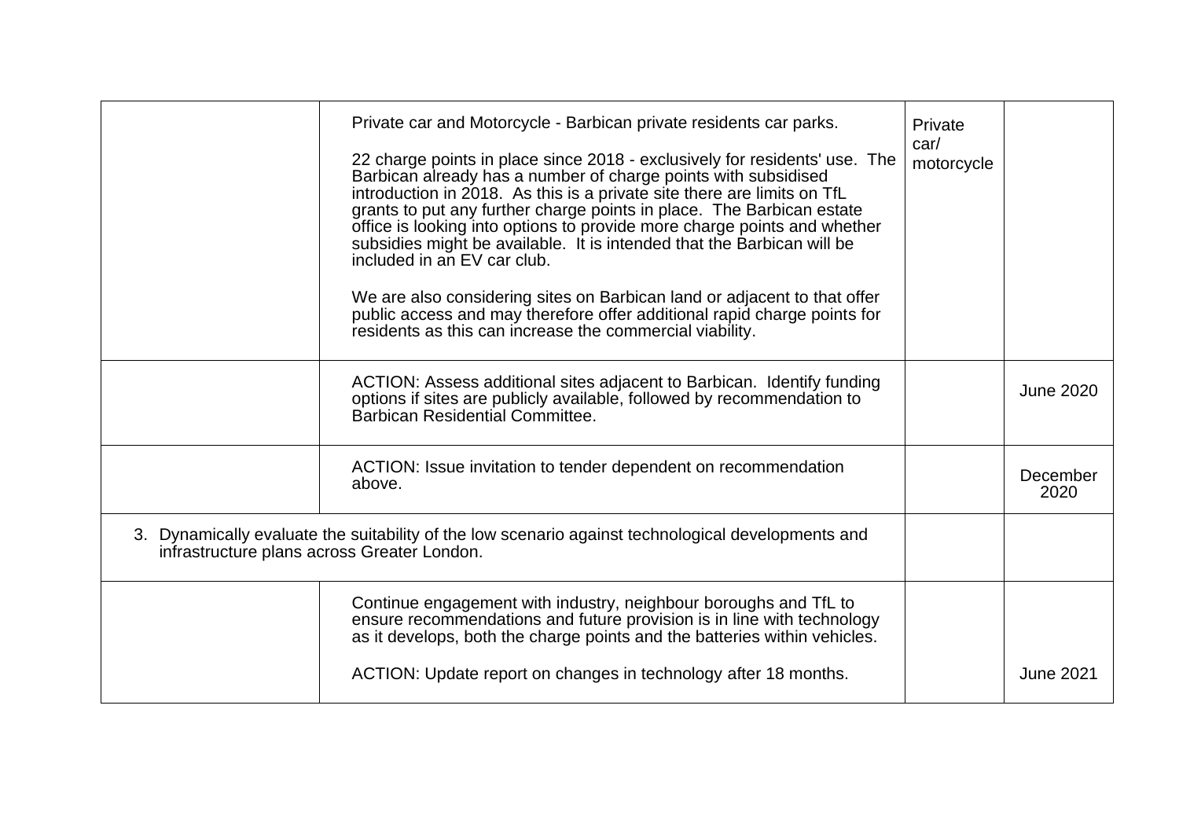| | | | |
|---|---|---|---|
| | Private car and Motorcycle - Barbican private residents car parks.<br><br>22 charge points in place since 2018 - exclusively for residents' use. The Barbican already has a number of charge points with subsidised introduction in 2018. As this is a private site there are limits on TfL grants to put any further charge points in place. The Barbican estate office is looking into options to provide more charge points and whether subsidies might be available. It is intended that the Barbican will be included in an EV car club.<br><br>We are also considering sites on Barbican land or adjacent to that offer public access and may therefore offer additional rapid charge points for residents as this can increase the commercial viability. | Private car/ motorcycle | |
| | ACTION: Assess additional sites adjacent to Barbican. Identify funding options if sites are publicly available, followed by recommendation to Barbican Residential Committee. | | June 2020 |
| | ACTION: Issue invitation to tender dependent on recommendation above. | | December 2020 |
| 3. Dynamically evaluate the suitability of the low scenario against technological developments and infrastructure plans across Greater London. | | | |
| | Continue engagement with industry, neighbour boroughs and TfL to ensure recommendations and future provision is in line with technology as it develops, both the charge points and the batteries within vehicles.<br><br>ACTION: Update report on changes in technology after 18 months. | | June 2021 |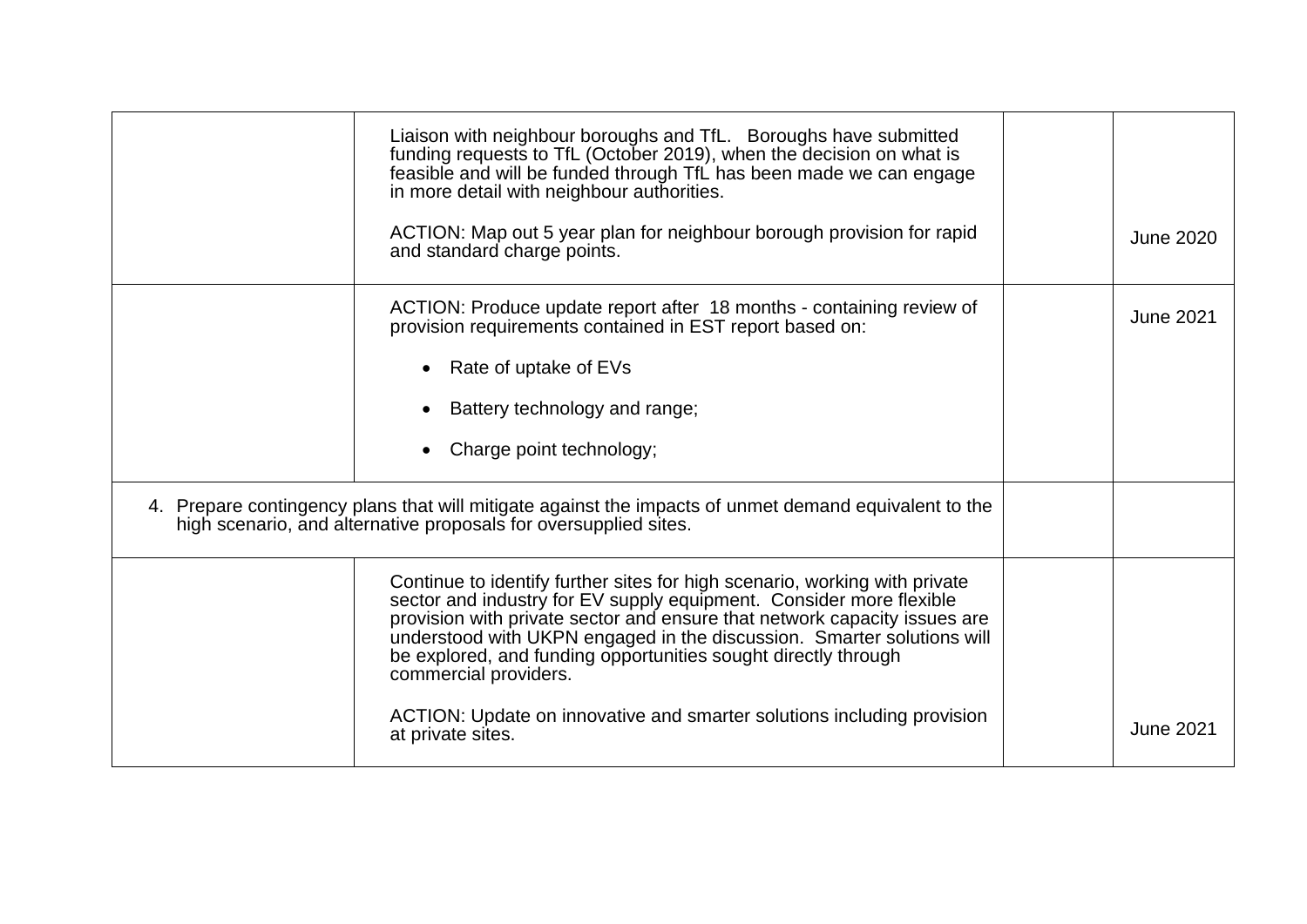| | | | |
|---|---|---|---|
| | Liaison with neighbour boroughs and TfL. Boroughs have submitted funding requests to TfL (October 2019), when the decision on what is feasible and will be funded through TfL has been made we can engage in more detail with neighbour authorities.<br><br>ACTION: Map out 5 year plan for neighbour borough provision for rapid and standard charge points. | | June 2020 |
| | ACTION: Produce update report after 18 months - containing review of provision requirements contained in EST report based on:<br><br>• Rate of uptake of EVs<br>• Battery technology and range;<br>• Charge point technology; | | June 2021 |
| 4. Prepare contingency plans that will mitigate against the impacts of unmet demand equivalent to the high scenario, and alternative proposals for oversupplied sites. | | | |
| | Continue to identify further sites for high scenario, working with private sector and industry for EV supply equipment. Consider more flexible provision with private sector and ensure that network capacity issues are understood with UKPN engaged in the discussion. Smarter solutions will be explored, and funding opportunities sought directly through commercial providers.<br><br>ACTION: Update on innovative and smarter solutions including provision at private sites. | | June 2021 |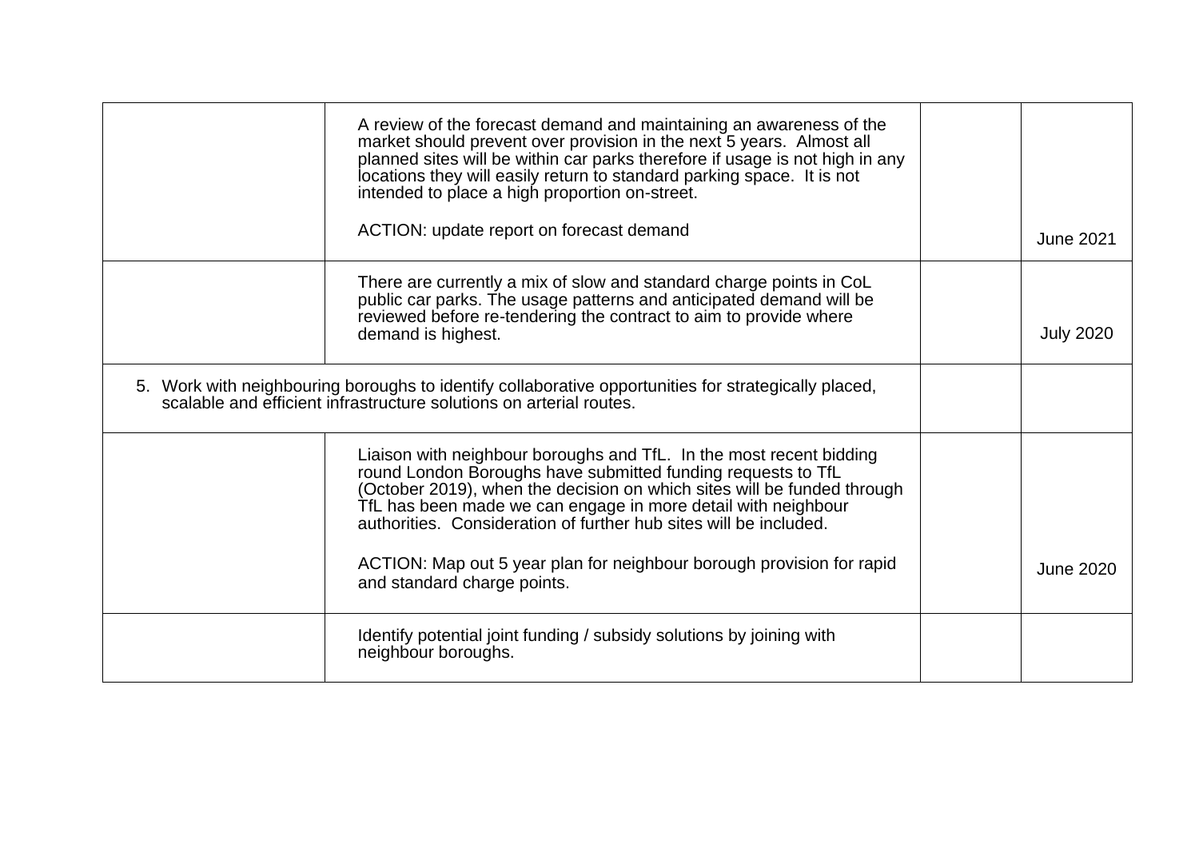| | | | |
|---|---|---|---|
| | A review of the forecast demand and maintaining an awareness of the market should prevent over provision in the next 5 years. Almost all planned sites will be within car parks therefore if usage is not high in any locations they will easily return to standard parking space. It is not intended to place a high proportion on-street.<br><br>ACTION: update report on forecast demand | | June 2021 |
| | There are currently a mix of slow and standard charge points in CoL public car parks. The usage patterns and anticipated demand will be reviewed before re-tendering the contract to aim to provide where demand is highest. | | July 2020 |
| 5. Work with neighbouring boroughs to identify collaborative opportunities for strategically placed, scalable and efficient infrastructure solutions on arterial routes. | | | |
| | Liaison with neighbour boroughs and TfL. In the most recent bidding round London Boroughs have submitted funding requests to TfL (October 2019), when the decision on which sites will be funded through TfL has been made we can engage in more detail with neighbour authorities. Consideration of further hub sites will be included.<br><br>ACTION: Map out 5 year plan for neighbour borough provision for rapid and standard charge points. | | June 2020 |
| | Identify potential joint funding / subsidy solutions by joining with neighbour boroughs. | | |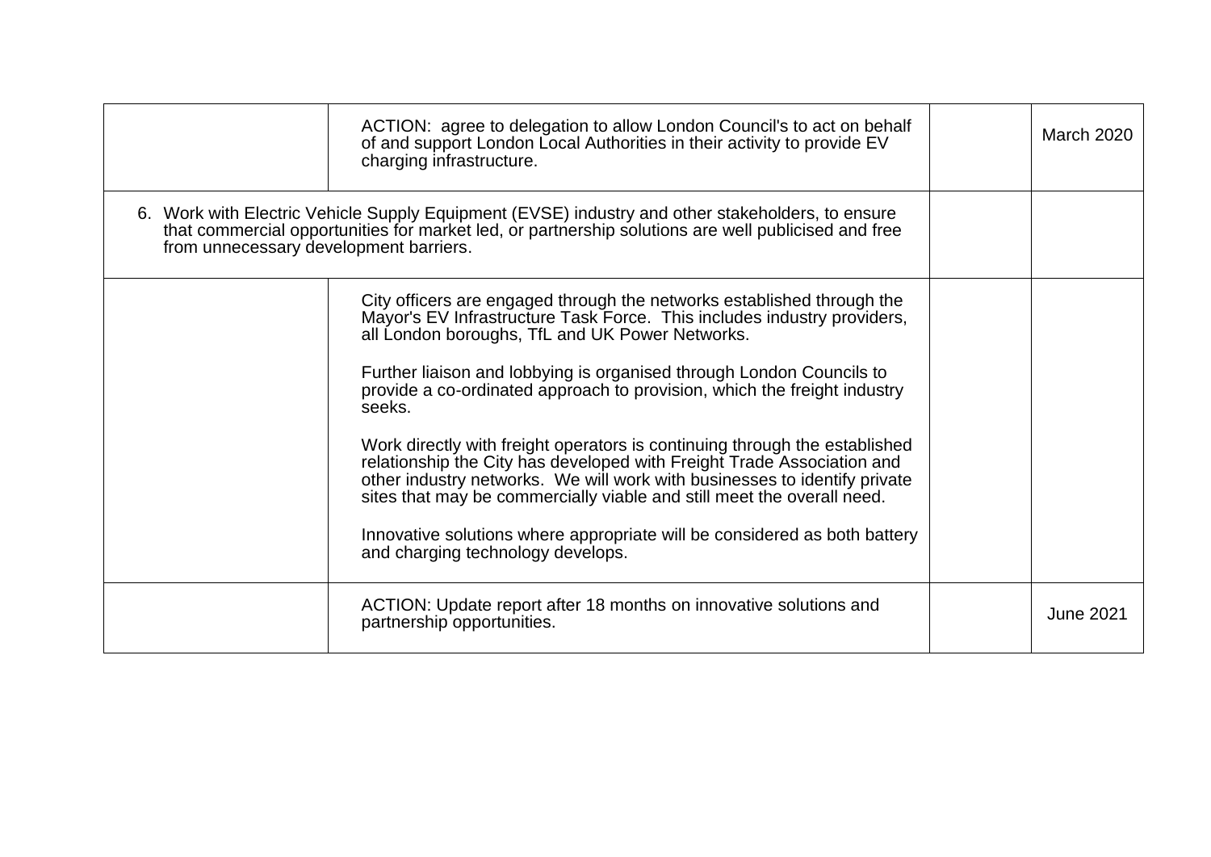|  |  |  |  |
|---|---|---|---|
|  | ACTION: agree to delegation to allow London Council's to act on behalf of and support London Local Authorities in their activity to provide EV charging infrastructure. |  | March 2020 |
| 6. Work with Electric Vehicle Supply Equipment (EVSE) industry and other stakeholders, to ensure that commercial opportunities for market led, or partnership solutions are well publicised and free from unnecessary development barriers. | |  |  |
|  | City officers are engaged through the networks established through the Mayor's EV Infrastructure Task Force. This includes industry providers, all London boroughs, TfL and UK Power Networks.<br><br>Further liaison and lobbying is organised through London Councils to provide a co-ordinated approach to provision, which the freight industry seeks.<br><br>Work directly with freight operators is continuing through the established relationship the City has developed with Freight Trade Association and other industry networks. We will work with businesses to identify private sites that may be commercially viable and still meet the overall need.<br><br>Innovative solutions where appropriate will be considered as both battery and charging technology develops. |  |  |
|  | ACTION: Update report after 18 months on innovative solutions and partnership opportunities. |  | June 2021 |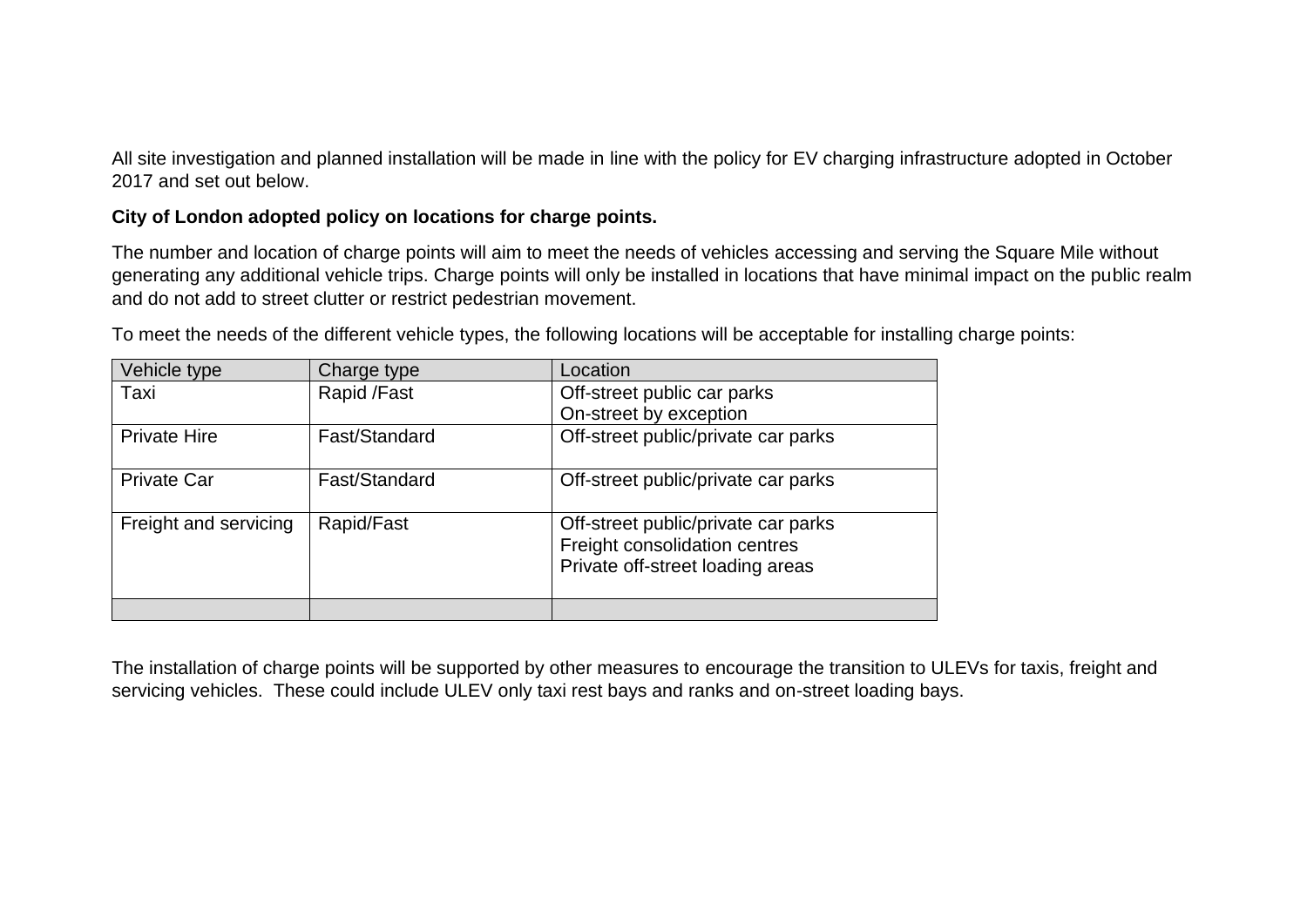All site investigation and planned installation will be made in line with the policy for EV charging infrastructure adopted in October 2017 and set out below.

**City of London adopted policy on locations for charge points.**

The number and location of charge points will aim to meet the needs of vehicles accessing and serving the Square Mile without generating any additional vehicle trips. Charge points will only be installed in locations that have minimal impact on the public realm and do not add to street clutter or restrict pedestrian movement.

To meet the needs of the different vehicle types, the following locations will be acceptable for installing charge points:

| Vehicle type | Charge type | Location |
|---|---|---|
| Taxi | Rapid /Fast | Off-street public car parks<br>On-street by exception |
| Private Hire | Fast/Standard | Off-street public/private car parks |
| Private Car | Fast/Standard | Off-street public/private car parks |
| Freight and servicing | Rapid/Fast | Off-street public/private car parks<br>Freight consolidation centres<br>Private off-street loading areas |
| | | |

The installation of charge points will be supported by other measures to encourage the transition to ULEVs for taxis, freight and servicing vehicles. These could include ULEV only taxi rest bays and ranks and on-street loading bays.